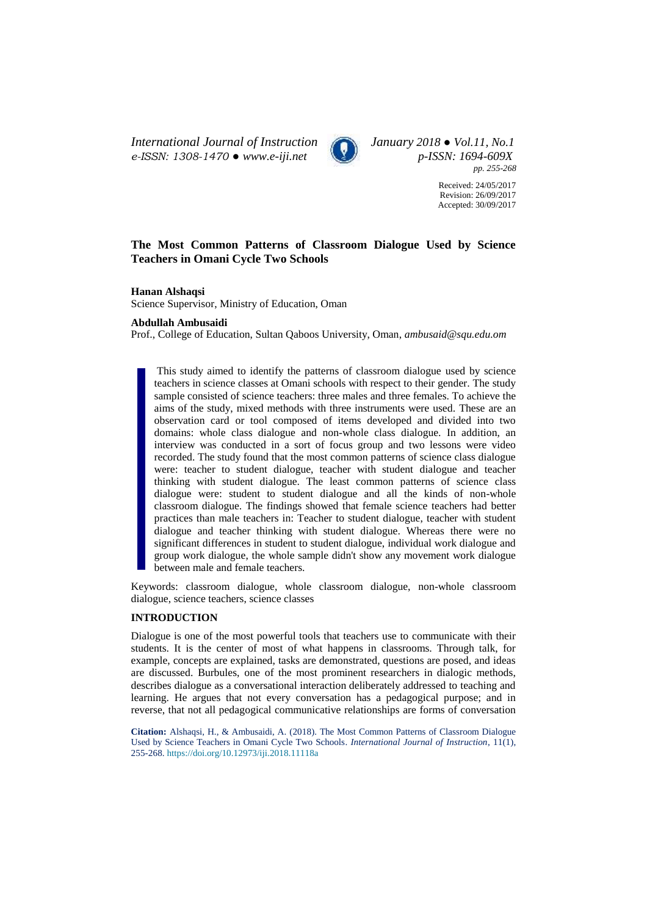# The Most Common Patterns of Classroom Dialogue Used by Science Teachers in Omani Cycle Two Schools

**Hanan Alshaqsi**
Science Supervisor, Ministry of Education, Oman

**Abdullah Ambusaidi**
Prof., College of Education, Sultan Qaboos University, Oman, *ambusaid@squ.edu.om*

Received: 24/05/2017
Revision: 26/09/2017
Accepted: 30/09/2017

This study aimed to identify the patterns of classroom dialogue used by science teachers in science classes at Omani schools with respect to their gender. The study sample consisted of science teachers: three males and three females. To achieve the aims of the study, mixed methods with three instruments were used. These are an observation card or tool composed of items developed and divided into two domains: whole class dialogue and non-whole class dialogue. In addition, an interview was conducted in a sort of focus group and two lessons were video recorded. The study found that the most common patterns of science class dialogue were: teacher to student dialogue, teacher with student dialogue and teacher thinking with student dialogue. The least common patterns of science class dialogue were: student to student dialogue and all the kinds of non-whole classroom dialogue. The findings showed that female science teachers had better practices than male teachers in: Teacher to student dialogue, teacher with student dialogue and teacher thinking with student dialogue. Whereas there were no significant differences in student to student dialogue, individual work dialogue and group work dialogue, the whole sample didn't show any movement work dialogue between male and female teachers.

Keywords: classroom dialogue, whole classroom dialogue, non-whole classroom dialogue, science teachers, science classes

## INTRODUCTION

Dialogue is one of the most powerful tools that teachers use to communicate with their students. It is the center of most of what happens in classrooms. Through talk, for example, concepts are explained, tasks are demonstrated, questions are posed, and ideas are discussed. Burbules, one of the most prominent researchers in dialogic methods, describes dialogue as a conversational interaction deliberately addressed to teaching and learning. He argues that not every conversation has a pedagogical purpose; and in reverse, that not all pedagogical communicative relationships are forms of conversation

**Citation:** Alshaqsi, H., & Ambusaidi, A. (2018). The Most Common Patterns of Classroom Dialogue Used by Science Teachers in Omani Cycle Two Schools. *International Journal of Instruction*, 11(1), 255-268. https://doi.org/10.12973/iji.2018.11118a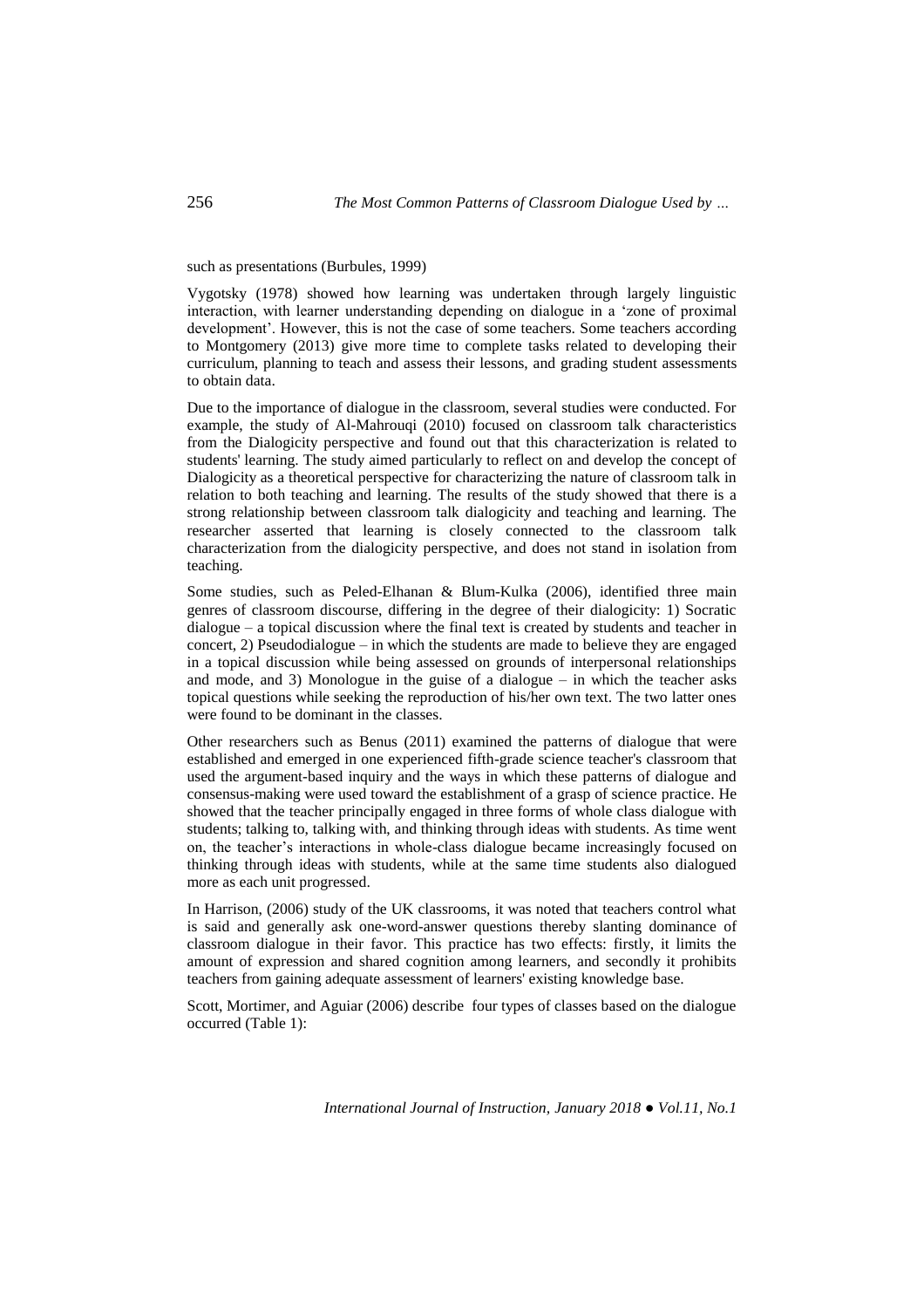such as presentations (Burbules, 1999)

Vygotsky (1978) showed how learning was undertaken through largely linguistic interaction, with learner understanding depending on dialogue in a 'zone of proximal development'. However, this is not the case of some teachers. Some teachers according to Montgomery (2013) give more time to complete tasks related to developing their curriculum, planning to teach and assess their lessons, and grading student assessments to obtain data.

Due to the importance of dialogue in the classroom, several studies were conducted. For example, the study of Al-Mahrouqi (2010) focused on classroom talk characteristics from the Dialogicity perspective and found out that this characterization is related to students' learning. The study aimed particularly to reflect on and develop the concept of Dialogicity as a theoretical perspective for characterizing the nature of classroom talk in relation to both teaching and learning. The results of the study showed that there is a strong relationship between classroom talk dialogicity and teaching and learning. The researcher asserted that learning is closely connected to the classroom talk characterization from the dialogicity perspective, and does not stand in isolation from teaching.

Some studies, such as Peled-Elhanan & Blum-Kulka (2006), identified three main genres of classroom discourse, differing in the degree of their dialogicity: 1) Socratic dialogue – a topical discussion where the final text is created by students and teacher in concert, 2) Pseudodialogue – in which the students are made to believe they are engaged in a topical discussion while being assessed on grounds of interpersonal relationships and mode, and 3) Monologue in the guise of a dialogue – in which the teacher asks topical questions while seeking the reproduction of his/her own text. The two latter ones were found to be dominant in the classes.

Other researchers such as Benus (2011) examined the patterns of dialogue that were established and emerged in one experienced fifth-grade science teacher's classroom that used the argument-based inquiry and the ways in which these patterns of dialogue and consensus-making were used toward the establishment of a grasp of science practice. He showed that the teacher principally engaged in three forms of whole class dialogue with students; talking to, talking with, and thinking through ideas with students. As time went on, the teacher's interactions in whole-class dialogue became increasingly focused on thinking through ideas with students, while at the same time students also dialogued more as each unit progressed.

In Harrison, (2006) study of the UK classrooms, it was noted that teachers control what is said and generally ask one-word-answer questions thereby slanting dominance of classroom dialogue in their favor. This practice has two effects: firstly, it limits the amount of expression and shared cognition among learners, and secondly it prohibits teachers from gaining adequate assessment of learners' existing knowledge base.

Scott, Mortimer, and Aguiar (2006) describe four types of classes based on the dialogue occurred (Table 1):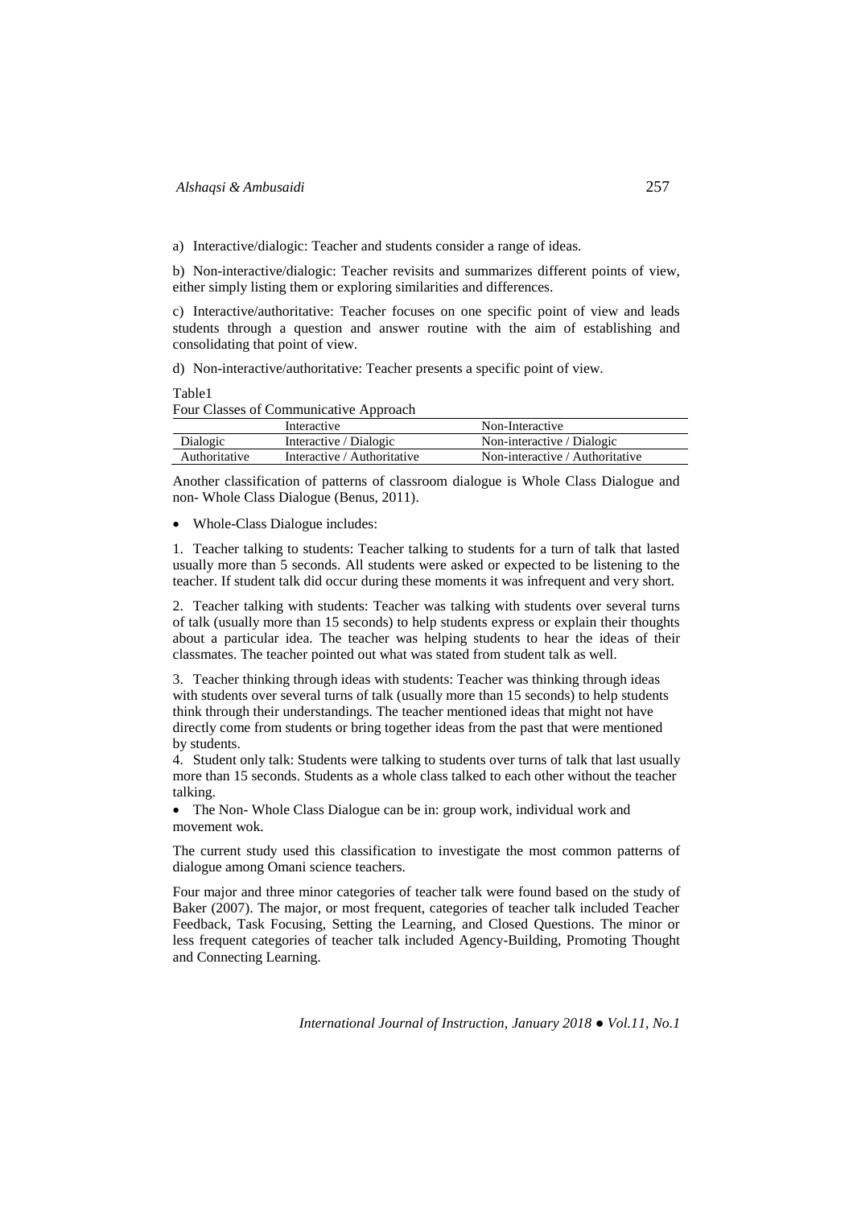a) Interactive/dialogic: Teacher and students consider a range of ideas.

b) Non-interactive/dialogic: Teacher revisits and summarizes different points of view, either simply listing them or exploring similarities and differences.

c) Interactive/authoritative: Teacher focuses on one specific point of view and leads students through a question and answer routine with the aim of establishing and consolidating that point of view.

d) Non-interactive/authoritative: Teacher presents a specific point of view.

Table1

Four Classes of Communicative Approach

| | Interactive | Non-Interactive |
|---|---|---|
| Dialogic | Interactive / Dialogic | Non-interactive / Dialogic |
| Authoritative | Interactive / Authoritative | Non-interactive / Authoritative |

Another classification of patterns of classroom dialogue is Whole Class Dialogue and non- Whole Class Dialogue (Benus, 2011).

- Whole-Class Dialogue includes:

1. Teacher talking to students: Teacher talking to students for a turn of talk that lasted usually more than 5 seconds. All students were asked or expected to be listening to the teacher. If student talk did occur during these moments it was infrequent and very short.

2. Teacher talking with students: Teacher was talking with students over several turns of talk (usually more than 15 seconds) to help students express or explain their thoughts about a particular idea. The teacher was helping students to hear the ideas of their classmates. The teacher pointed out what was stated from student talk as well.

3. Teacher thinking through ideas with students: Teacher was thinking through ideas with students over several turns of talk (usually more than 15 seconds) to help students think through their understandings. The teacher mentioned ideas that might not have directly come from students or bring together ideas from the past that were mentioned by students.

4. Student only talk: Students were talking to students over turns of talk that last usually more than 15 seconds. Students as a whole class talked to each other without the teacher talking.

- The Non- Whole Class Dialogue can be in: group work, individual work and movement wok.

The current study used this classification to investigate the most common patterns of dialogue among Omani science teachers.

Four major and three minor categories of teacher talk were found based on the study of Baker (2007). The major, or most frequent, categories of teacher talk included Teacher Feedback, Task Focusing, Setting the Learning, and Closed Questions. The minor or less frequent categories of teacher talk included Agency-Building, Promoting Thought and Connecting Learning.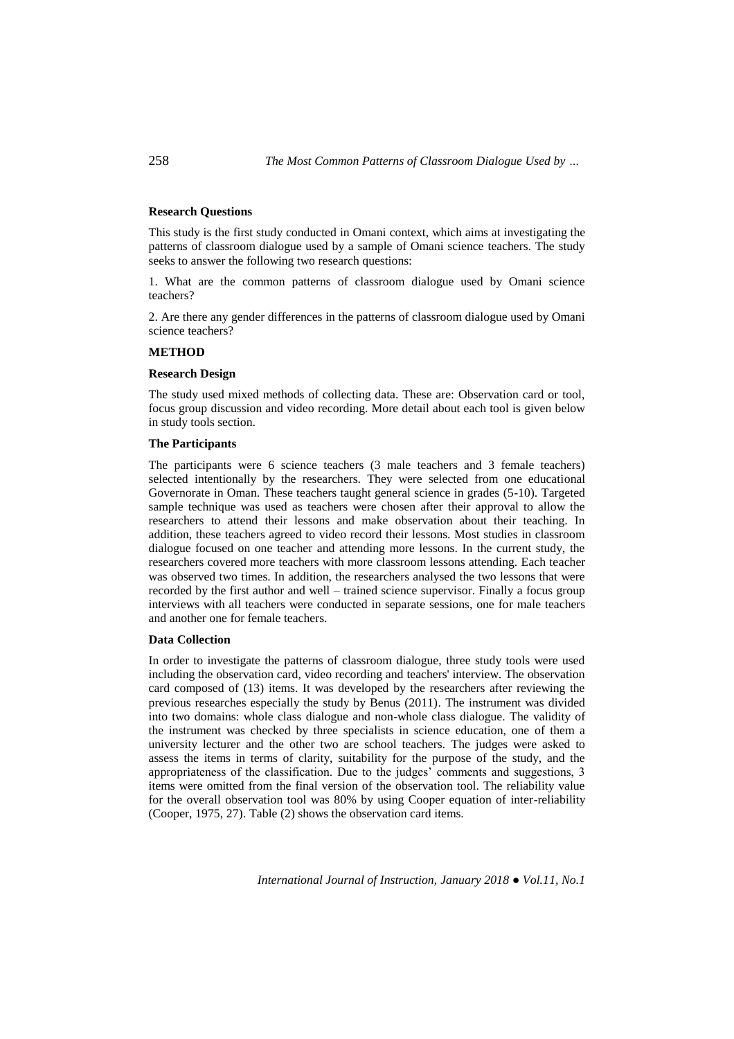**Research Questions**

This study is the first study conducted in Omani context, which aims at investigating the patterns of classroom dialogue used by a sample of Omani science teachers. The study seeks to answer the following two research questions:

1. What are the common patterns of classroom dialogue used by Omani science teachers?

2. Are there any gender differences in the patterns of classroom dialogue used by Omani science teachers?

**METHOD**

**Research Design**

The study used mixed methods of collecting data. These are: Observation card or tool, focus group discussion and video recording. More detail about each tool is given below in study tools section.

**The Participants**

The participants were 6 science teachers (3 male teachers and 3 female teachers) selected intentionally by the researchers. They were selected from one educational Governorate in Oman. These teachers taught general science in grades (5-10). Targeted sample technique was used as teachers were chosen after their approval to allow the researchers to attend their lessons and make observation about their teaching. In addition, these teachers agreed to video record their lessons. Most studies in classroom dialogue focused on one teacher and attending more lessons. In the current study, the researchers covered more teachers with more classroom lessons attending. Each teacher was observed two times. In addition, the researchers analysed the two lessons that were recorded by the first author and well – trained science supervisor. Finally a focus group interviews with all teachers were conducted in separate sessions, one for male teachers and another one for female teachers.

**Data Collection**

In order to investigate the patterns of classroom dialogue, three study tools were used including the observation card, video recording and teachers' interview. The observation card composed of (13) items. It was developed by the researchers after reviewing the previous researches especially the study by Benus (2011). The instrument was divided into two domains: whole class dialogue and non-whole class dialogue. The validity of the instrument was checked by three specialists in science education, one of them a university lecturer and the other two are school teachers. The judges were asked to assess the items in terms of clarity, suitability for the purpose of the study, and the appropriateness of the classification. Due to the judges' comments and suggestions, 3 items were omitted from the final version of the observation tool. The reliability value for the overall observation tool was 80% by using Cooper equation of inter-reliability (Cooper, 1975, 27). Table (2) shows the observation card items.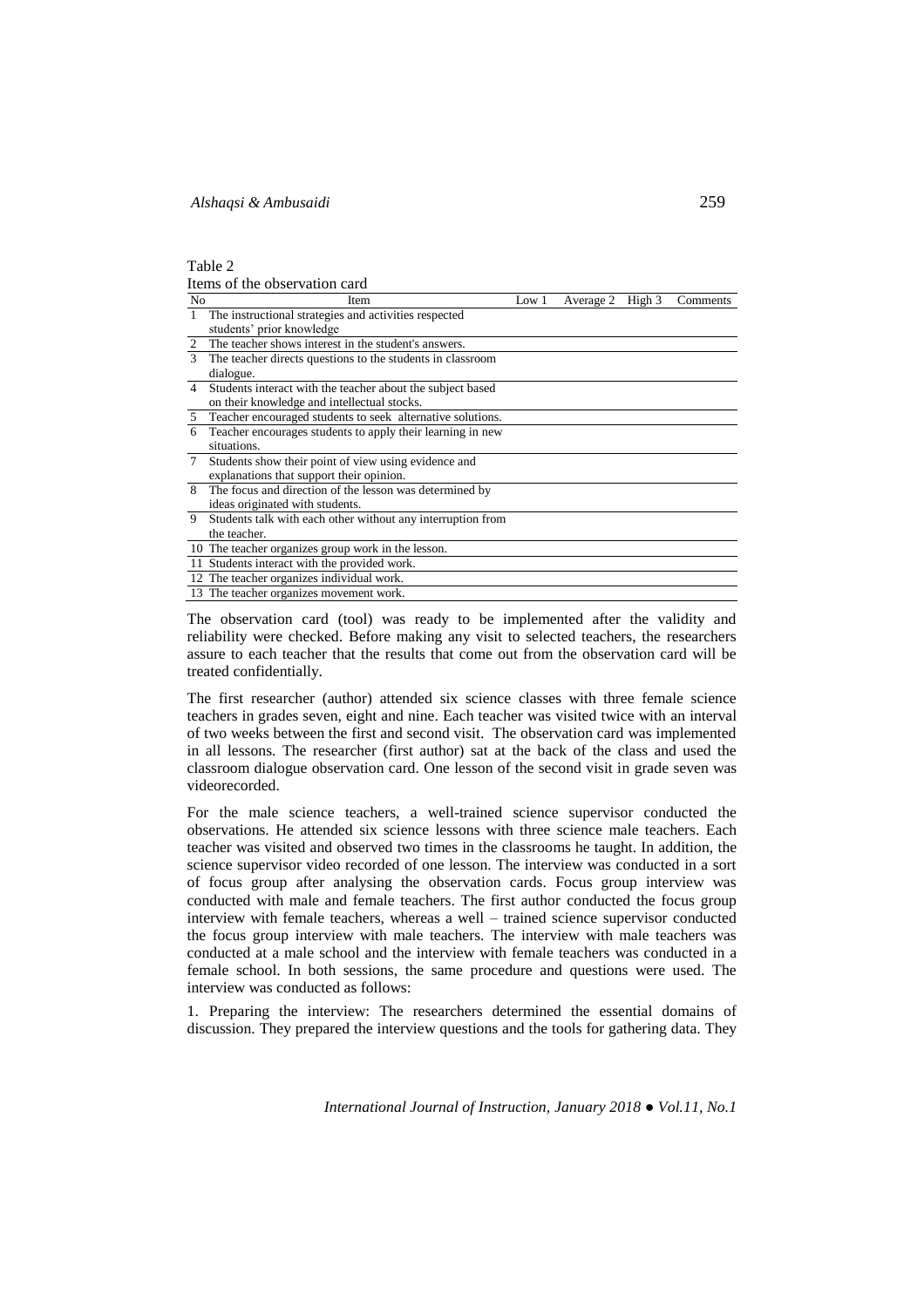Table 2

Items of the observation card

| No | Item | Low 1 | Average 2 | High 3 | Comments |
|---|---|---|---|---|---|
| 1 | The instructional strategies and activities respected students' prior knowledge | | | | |
| 2 | The teacher shows interest in the student's answers. | | | | |
| 3 | The teacher directs questions to the students in classroom dialogue. | | | | |
| 4 | Students interact with the teacher about the subject based on their knowledge and intellectual stocks. | | | | |
| 5 | Teacher encouraged students to seek alternative solutions. | | | | |
| 6 | Teacher encourages students to apply their learning in new situations. | | | | |
| 7 | Students show their point of view using evidence and explanations that support their opinion. | | | | |
| 8 | The focus and direction of the lesson was determined by ideas originated with students. | | | | |
| 9 | Students talk with each other without any interruption from the teacher. | | | | |
| 10 | The teacher organizes group work in the lesson. | | | | |
| 11 | Students interact with the provided work. | | | | |
| 12 | The teacher organizes individual work. | | | | |
| 13 | The teacher organizes movement work. | | | | |

The observation card (tool) was ready to be implemented after the validity and reliability were checked. Before making any visit to selected teachers, the researchers assure to each teacher that the results that come out from the observation card will be treated confidentially.

The first researcher (author) attended six science classes with three female science teachers in grades seven, eight and nine. Each teacher was visited twice with an interval of two weeks between the first and second visit. The observation card was implemented in all lessons. The researcher (first author) sat at the back of the class and used the classroom dialogue observation card. One lesson of the second visit in grade seven was videorecorded.

For the male science teachers, a well-trained science supervisor conducted the observations. He attended six science lessons with three science male teachers. Each teacher was visited and observed two times in the classrooms he taught. In addition, the science supervisor video recorded of one lesson. The interview was conducted in a sort of focus group after analysing the observation cards. Focus group interview was conducted with male and female teachers. The first author conducted the focus group interview with female teachers, whereas a well – trained science supervisor conducted the focus group interview with male teachers. The interview with male teachers was conducted at a male school and the interview with female teachers was conducted in a female school. In both sessions, the same procedure and questions were used. The interview was conducted as follows:

1. Preparing the interview: The researchers determined the essential domains of discussion. They prepared the interview questions and the tools for gathering data. They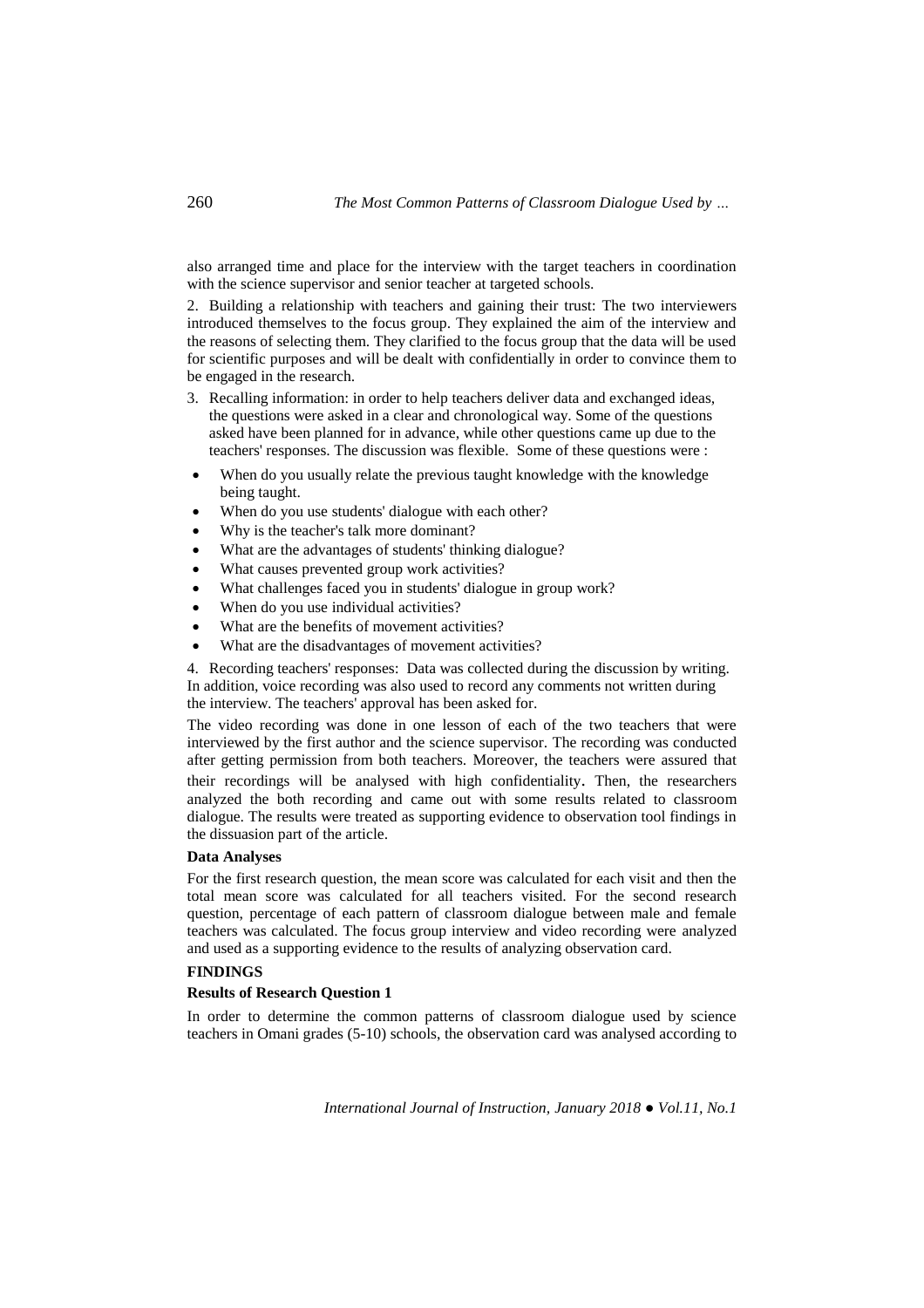also arranged time and place for the interview with the target teachers in coordination with the science supervisor and senior teacher at targeted schools.

2. Building a relationship with teachers and gaining their trust: The two interviewers introduced themselves to the focus group. They explained the aim of the interview and the reasons of selecting them. They clarified to the focus group that the data will be used for scientific purposes and will be dealt with confidentially in order to convince them to be engaged in the research.

3. Recalling information: in order to help teachers deliver data and exchanged ideas, the questions were asked in a clear and chronological way. Some of the questions asked have been planned for in advance, while other questions came up due to the teachers' responses. The discussion was flexible. Some of these questions were :

- When do you usually relate the previous taught knowledge with the knowledge being taught.
- When do you use students' dialogue with each other?
- Why is the teacher's talk more dominant?
- What are the advantages of students' thinking dialogue?
- What causes prevented group work activities?
- What challenges faced you in students' dialogue in group work?
- When do you use individual activities?
- What are the benefits of movement activities?
- What are the disadvantages of movement activities?

4. Recording teachers' responses: Data was collected during the discussion by writing. In addition, voice recording was also used to record any comments not written during the interview. The teachers' approval has been asked for.

The video recording was done in one lesson of each of the two teachers that were interviewed by the first author and the science supervisor. The recording was conducted after getting permission from both teachers. Moreover, the teachers were assured that their recordings will be analysed with high confidentiality. Then, the researchers analyzed the both recording and came out with some results related to classroom dialogue. The results were treated as supporting evidence to observation tool findings in the dissuasion part of the article.

**Data Analyses**

For the first research question, the mean score was calculated for each visit and then the total mean score was calculated for all teachers visited. For the second research question, percentage of each pattern of classroom dialogue between male and female teachers was calculated. The focus group interview and video recording were analyzed and used as a supporting evidence to the results of analyzing observation card.

**FINDINGS**

**Results of Research Question 1**

In order to determine the common patterns of classroom dialogue used by science teachers in Omani grades (5-10) schools, the observation card was analysed according to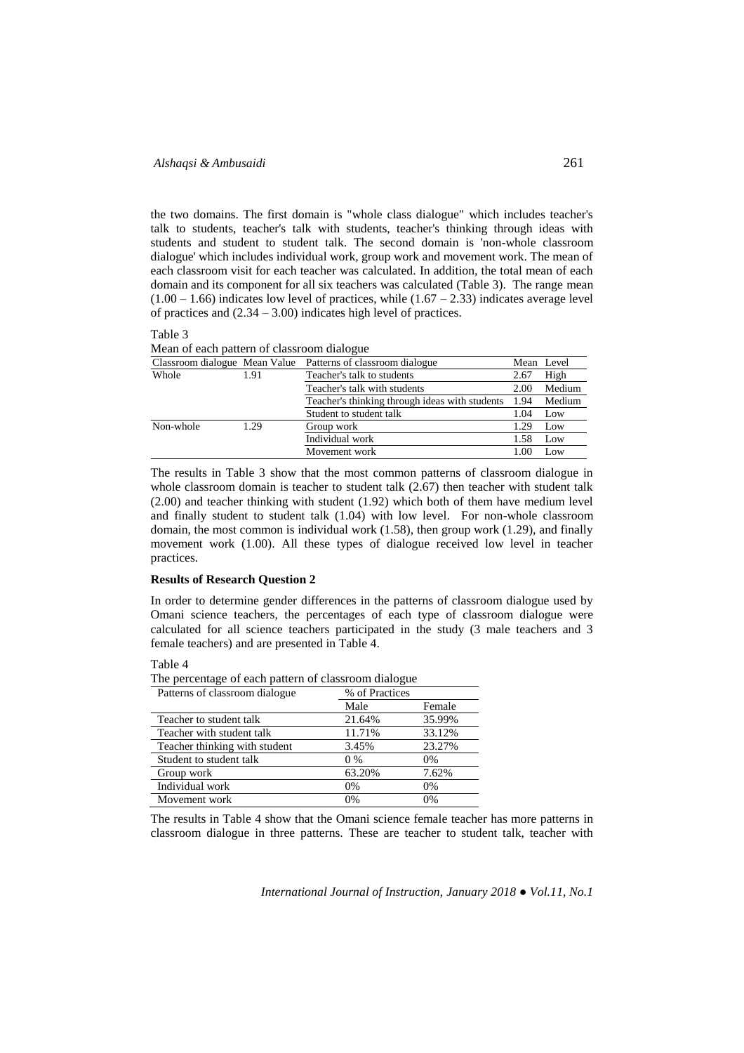the two domains. The first domain is "whole class dialogue" which includes teacher's talk to students, teacher's talk with students, teacher's thinking through ideas with students and student to student talk. The second domain is 'non-whole classroom dialogue' which includes individual work, group work and movement work. The mean of each classroom visit for each teacher was calculated. In addition, the total mean of each domain and its component for all six teachers was calculated (Table 3). The range mean (1.00 – 1.66) indicates low level of practices, while (1.67 – 2.33) indicates average level of practices and (2.34 – 3.00) indicates high level of practices.

Table 3

Mean of each pattern of classroom dialogue

| Classroom dialogue | Mean Value | Patterns of classroom dialogue | Mean | Level |
|---|---|---|---|---|
| Whole | 1.91 | Teacher's talk to students | 2.67 | High |
| | | Teacher's talk with students | 2.00 | Medium |
| | | Teacher's thinking through ideas with students | 1.94 | Medium |
| | | Student to student talk | 1.04 | Low |
| Non-whole | 1.29 | Group work | 1.29 | Low |
| | | Individual work | 1.58 | Low |
| | | Movement work | 1.00 | Low |

The results in Table 3 show that the most common patterns of classroom dialogue in whole classroom domain is teacher to student talk (2.67) then teacher with student talk (2.00) and teacher thinking with student (1.92) which both of them have medium level and finally student to student talk (1.04) with low level. For non-whole classroom domain, the most common is individual work (1.58), then group work (1.29), and finally movement work (1.00). All these types of dialogue received low level in teacher practices.

**Results of Research Question 2**

In order to determine gender differences in the patterns of classroom dialogue used by Omani science teachers, the percentages of each type of classroom dialogue were calculated for all science teachers participated in the study (3 male teachers and 3 female teachers) and are presented in Table 4.

Table 4

The percentage of each pattern of classroom dialogue

| Patterns of classroom dialogue | % of Practices | |
|---|---|---|
| | Male | Female |
| Teacher to student talk | 21.64% | 35.99% |
| Teacher with student talk | 11.71% | 33.12% |
| Teacher thinking with student | 3.45% | 23.27% |
| Student to student talk | 0 % | 0% |
| Group work | 63.20% | 7.62% |
| Individual work | 0% | 0% |
| Movement work | 0% | 0% |

The results in Table 4 show that the Omani science female teacher has more patterns in classroom dialogue in three patterns. These are teacher to student talk, teacher with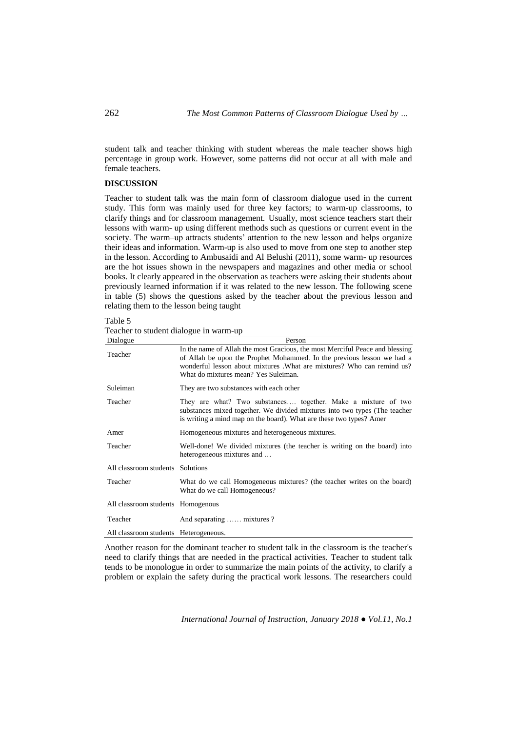student talk and teacher thinking with student whereas the male teacher shows high percentage in group work. However, some patterns did not occur at all with male and female teachers.

## DISCUSSION

Teacher to student talk was the main form of classroom dialogue used in the current study. This form was mainly used for three key factors; to warm-up classrooms, to clarify things and for classroom management. Usually, most science teachers start their lessons with warm- up using different methods such as questions or current event in the society. The warm–up attracts students' attention to the new lesson and helps organize their ideas and information. Warm-up is also used to move from one step to another step in the lesson. According to Ambusaidi and Al Belushi (2011), some warm- up resources are the hot issues shown in the newspapers and magazines and other media or school books. It clearly appeared in the observation as teachers were asking their students about previously learned information if it was related to the new lesson. The following scene in table (5) shows the questions asked by the teacher about the previous lesson and relating them to the lesson being taught

Table 5
Teacher to student dialogue in warm-up

| Dialogue | Person |
|---|---|
| Teacher | In the name of Allah the most Gracious, the most Merciful Peace and blessing of Allah be upon the Prophet Mohammed. In the previous lesson we had a wonderful lesson about mixtures .What are mixtures? Who can remind us? What do mixtures mean? Yes Suleiman. |
| Suleiman | They are two substances with each other |
| Teacher | They are what? Two substances…. together. Make a mixture of two substances mixed together. We divided mixtures into two types (The teacher is writing a mind map on the board). What are these two types? Amer |
| Amer | Homogeneous mixtures and heterogeneous mixtures. |
| Teacher | Well-done! We divided mixtures (the teacher is writing on the board) into heterogeneous mixtures and … |
| All classroom students | Solutions |
| Teacher | What do we call Homogeneous mixtures? (the teacher writes on the board) What do we call Homogeneous? |
| All classroom students | Homogenous |
| Teacher | And separating …… mixtures ? |
| All classroom students | Heterogeneous. |

Another reason for the dominant teacher to student talk in the classroom is the teacher's need to clarify things that are needed in the practical activities. Teacher to student talk tends to be monologue in order to summarize the main points of the activity, to clarify a problem or explain the safety during the practical work lessons. The researchers could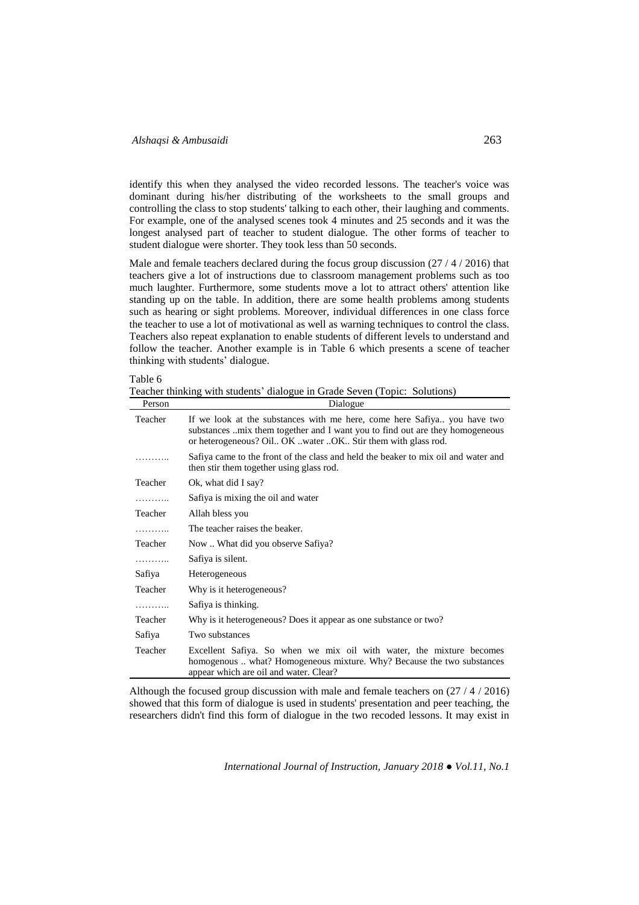identify this when they analysed the video recorded lessons. The teacher's voice was dominant during his/her distributing of the worksheets to the small groups and controlling the class to stop students' talking to each other, their laughing and comments. For example, one of the analysed scenes took 4 minutes and 25 seconds and it was the longest analysed part of teacher to student dialogue. The other forms of teacher to student dialogue were shorter. They took less than 50 seconds.

Male and female teachers declared during the focus group discussion (27 / 4 / 2016) that teachers give a lot of instructions due to classroom management problems such as too much laughter. Furthermore, some students move a lot to attract others' attention like standing up on the table. In addition, there are some health problems among students such as hearing or sight problems. Moreover, individual differences in one class force the teacher to use a lot of motivational as well as warning techniques to control the class. Teachers also repeat explanation to enable students of different levels to understand and follow the teacher. Another example is in Table 6 which presents a scene of teacher thinking with students' dialogue.

Table 6
Teacher thinking with students' dialogue in Grade Seven (Topic: Solutions)

| Person | Dialogue |
|---|---|
| Teacher | If we look at the substances with me here, come here Safiya.. you have two substances ..mix them together and I want you to find out are they homogeneous or heterogeneous? Oil.. OK ..water ..OK.. Stir them with glass rod. |
| ……….. | Safiya came to the front of the class and held the beaker to mix oil and water and then stir them together using glass rod. |
| Teacher | Ok, what did I say? |
| ……….. | Safiya is mixing the oil and water |
| Teacher | Allah bless you |
| ……….. | The teacher raises the beaker. |
| Teacher | Now .. What did you observe Safiya? |
| ……….. | Safiya is silent. |
| Safiya | Heterogeneous |
| Teacher | Why is it heterogeneous? |
| ……….. | Safiya is thinking. |
| Teacher | Why is it heterogeneous? Does it appear as one substance or two? |
| Safiya | Two substances |
| Teacher | Excellent Safiya. So when we mix oil with water, the mixture becomes homogenous .. what? Homogeneous mixture. Why? Because the two substances appear which are oil and water. Clear? |

Although the focused group discussion with male and female teachers on (27 / 4 / 2016) showed that this form of dialogue is used in students' presentation and peer teaching, the researchers didn't find this form of dialogue in the two recoded lessons. It may exist in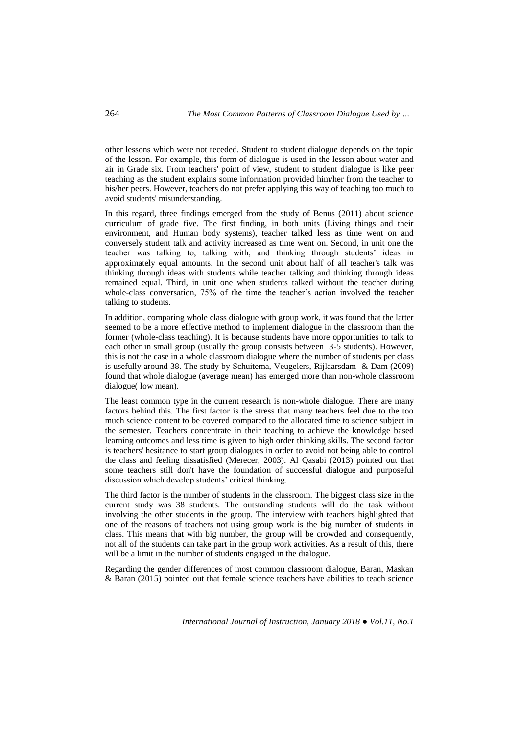other lessons which were not receded. Student to student dialogue depends on the topic of the lesson. For example, this form of dialogue is used in the lesson about water and air in Grade six. From teachers' point of view, student to student dialogue is like peer teaching as the student explains some information provided him/her from the teacher to his/her peers. However, teachers do not prefer applying this way of teaching too much to avoid students' misunderstanding.

In this regard, three findings emerged from the study of Benus (2011) about science curriculum of grade five. The first finding, in both units (Living things and their environment, and Human body systems), teacher talked less as time went on and conversely student talk and activity increased as time went on. Second, in unit one the teacher was talking to, talking with, and thinking through students' ideas in approximately equal amounts. In the second unit about half of all teacher's talk was thinking through ideas with students while teacher talking and thinking through ideas remained equal. Third, in unit one when students talked without the teacher during whole-class conversation, 75% of the time the teacher's action involved the teacher talking to students.

In addition, comparing whole class dialogue with group work, it was found that the latter seemed to be a more effective method to implement dialogue in the classroom than the former (whole-class teaching). It is because students have more opportunities to talk to each other in small group (usually the group consists between 3-5 students). However, this is not the case in a whole classroom dialogue where the number of students per class is usefully around 38. The study by Schuitema, Veugelers, Rijlaarsdam & Dam (2009) found that whole dialogue (average mean) has emerged more than non-whole classroom dialogue( low mean).

The least common type in the current research is non-whole dialogue. There are many factors behind this. The first factor is the stress that many teachers feel due to the too much science content to be covered compared to the allocated time to science subject in the semester. Teachers concentrate in their teaching to achieve the knowledge based learning outcomes and less time is given to high order thinking skills. The second factor is teachers' hesitance to start group dialogues in order to avoid not being able to control the class and feeling dissatisfied (Merecer, 2003). Al Qasabi (2013) pointed out that some teachers still don't have the foundation of successful dialogue and purposeful discussion which develop students' critical thinking.

The third factor is the number of students in the classroom. The biggest class size in the current study was 38 students. The outstanding students will do the task without involving the other students in the group. The interview with teachers highlighted that one of the reasons of teachers not using group work is the big number of students in class. This means that with big number, the group will be crowded and consequently, not all of the students can take part in the group work activities. As a result of this, there will be a limit in the number of students engaged in the dialogue.

Regarding the gender differences of most common classroom dialogue, Baran, Maskan & Baran (2015) pointed out that female science teachers have abilities to teach science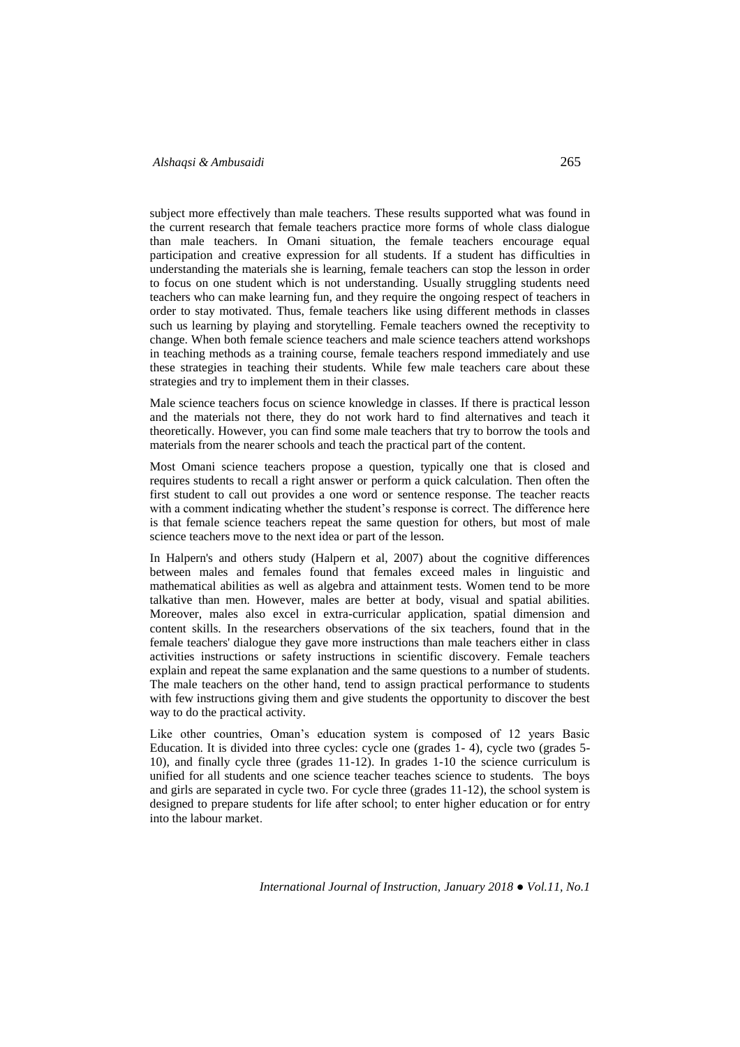subject more effectively than male teachers. These results supported what was found in the current research that female teachers practice more forms of whole class dialogue than male teachers. In Omani situation, the female teachers encourage equal participation and creative expression for all students. If a student has difficulties in understanding the materials she is learning, female teachers can stop the lesson in order to focus on one student which is not understanding. Usually struggling students need teachers who can make learning fun, and they require the ongoing respect of teachers in order to stay motivated. Thus, female teachers like using different methods in classes such us learning by playing and storytelling. Female teachers owned the receptivity to change. When both female science teachers and male science teachers attend workshops in teaching methods as a training course, female teachers respond immediately and use these strategies in teaching their students. While few male teachers care about these strategies and try to implement them in their classes.

Male science teachers focus on science knowledge in classes. If there is practical lesson and the materials not there, they do not work hard to find alternatives and teach it theoretically. However, you can find some male teachers that try to borrow the tools and materials from the nearer schools and teach the practical part of the content.

Most Omani science teachers propose a question, typically one that is closed and requires students to recall a right answer or perform a quick calculation. Then often the first student to call out provides a one word or sentence response. The teacher reacts with a comment indicating whether the student's response is correct. The difference here is that female science teachers repeat the same question for others, but most of male science teachers move to the next idea or part of the lesson.

In Halpern's and others study (Halpern et al, 2007) about the cognitive differences between males and females found that females exceed males in linguistic and mathematical abilities as well as algebra and attainment tests. Women tend to be more talkative than men. However, males are better at body, visual and spatial abilities. Moreover, males also excel in extra-curricular application, spatial dimension and content skills. In the researchers observations of the six teachers, found that in the female teachers' dialogue they gave more instructions than male teachers either in class activities instructions or safety instructions in scientific discovery. Female teachers explain and repeat the same explanation and the same questions to a number of students. The male teachers on the other hand, tend to assign practical performance to students with few instructions giving them and give students the opportunity to discover the best way to do the practical activity.

Like other countries, Oman's education system is composed of 12 years Basic Education. It is divided into three cycles: cycle one (grades 1- 4), cycle two (grades 5-10), and finally cycle three (grades 11-12). In grades 1-10 the science curriculum is unified for all students and one science teacher teaches science to students. The boys and girls are separated in cycle two. For cycle three (grades 11-12), the school system is designed to prepare students for life after school; to enter higher education or for entry into the labour market.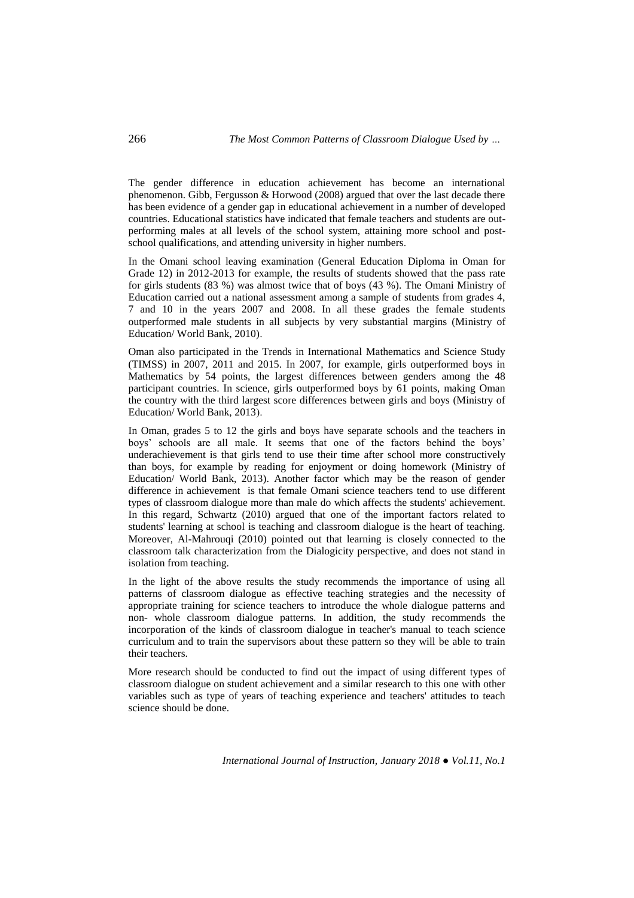The gender difference in education achievement has become an international phenomenon. Gibb, Fergusson & Horwood (2008) argued that over the last decade there has been evidence of a gender gap in educational achievement in a number of developed countries. Educational statistics have indicated that female teachers and students are out-performing males at all levels of the school system, attaining more school and post-school qualifications, and attending university in higher numbers.

In the Omani school leaving examination (General Education Diploma in Oman for Grade 12) in 2012-2013 for example, the results of students showed that the pass rate for girls students (83 %) was almost twice that of boys (43 %). The Omani Ministry of Education carried out a national assessment among a sample of students from grades 4, 7 and 10 in the years 2007 and 2008. In all these grades the female students outperformed male students in all subjects by very substantial margins (Ministry of Education/ World Bank, 2010).

Oman also participated in the Trends in International Mathematics and Science Study (TIMSS) in 2007, 2011 and 2015. In 2007, for example, girls outperformed boys in Mathematics by 54 points, the largest differences between genders among the 48 participant countries. In science, girls outperformed boys by 61 points, making Oman the country with the third largest score differences between girls and boys (Ministry of Education/ World Bank, 2013).

In Oman, grades 5 to 12 the girls and boys have separate schools and the teachers in boys' schools are all male. It seems that one of the factors behind the boys' underachievement is that girls tend to use their time after school more constructively than boys, for example by reading for enjoyment or doing homework (Ministry of Education/ World Bank, 2013). Another factor which may be the reason of gender difference in achievement is that female Omani science teachers tend to use different types of classroom dialogue more than male do which affects the students' achievement. In this regard, Schwartz (2010) argued that one of the important factors related to students' learning at school is teaching and classroom dialogue is the heart of teaching. Moreover, Al-Mahrouqi (2010) pointed out that learning is closely connected to the classroom talk characterization from the Dialogicity perspective, and does not stand in isolation from teaching.

In the light of the above results the study recommends the importance of using all patterns of classroom dialogue as effective teaching strategies and the necessity of appropriate training for science teachers to introduce the whole dialogue patterns and non- whole classroom dialogue patterns. In addition, the study recommends the incorporation of the kinds of classroom dialogue in teacher's manual to teach science curriculum and to train the supervisors about these pattern so they will be able to train their teachers.

More research should be conducted to find out the impact of using different types of classroom dialogue on student achievement and a similar research to this one with other variables such as type of years of teaching experience and teachers' attitudes to teach science should be done.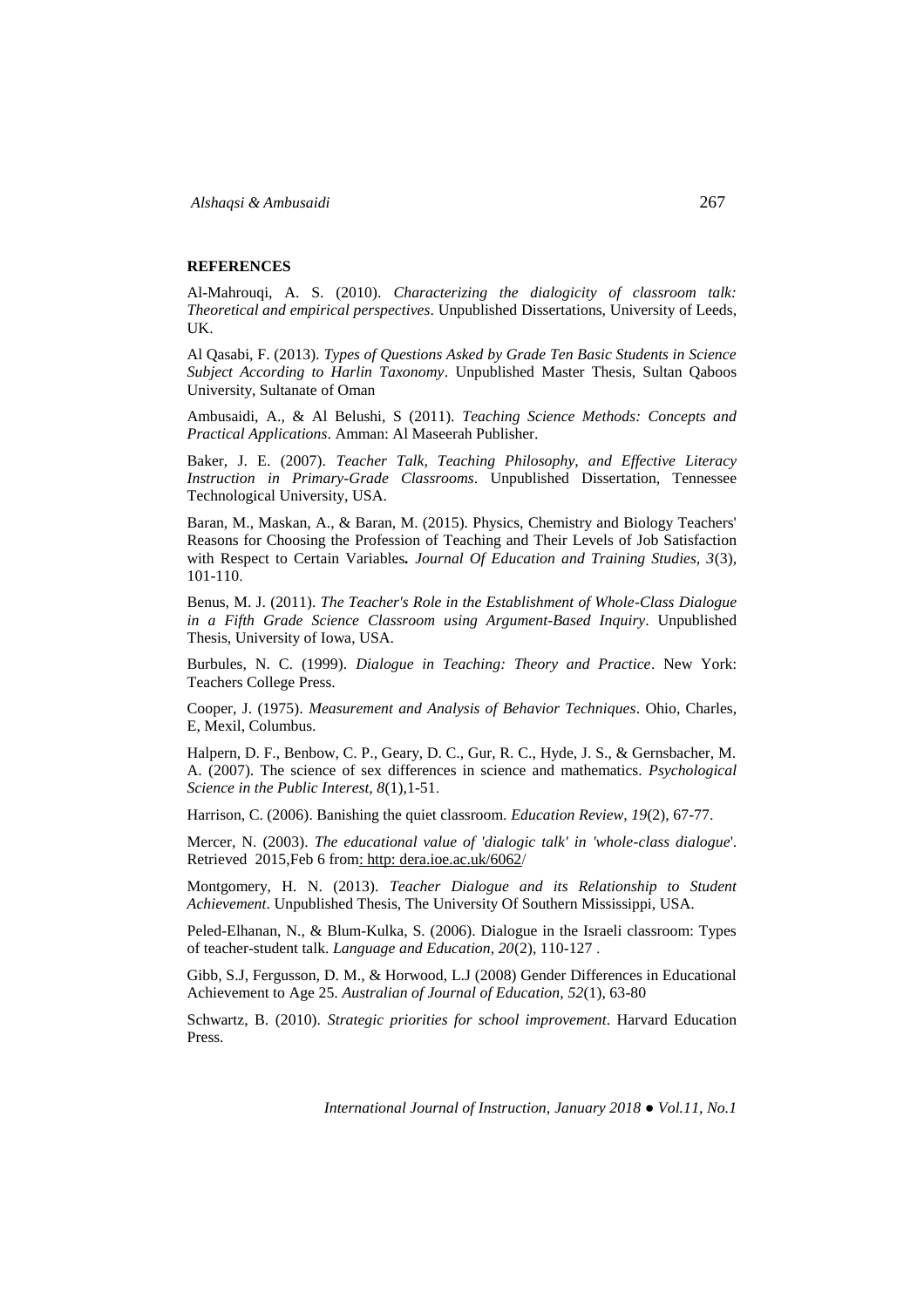**REFERENCES**

Al-Mahrouqi, A. S. (2010). *Characterizing the dialogicity of classroom talk: Theoretical and empirical perspectives*. Unpublished Dissertations, University of Leeds, UK.

Al Qasabi, F. (2013). *Types of Questions Asked by Grade Ten Basic Students in Science Subject According to Harlin Taxonomy*. Unpublished Master Thesis, Sultan Qaboos University, Sultanate of Oman

Ambusaidi, A., & Al Belushi, S (2011). *Teaching Science Methods: Concepts and Practical Applications*. Amman: Al Maseerah Publisher.

Baker, J. E. (2007). *Teacher Talk, Teaching Philosophy, and Effective Literacy Instruction in Primary-Grade Classrooms*. Unpublished Dissertation, Tennessee Technological University, USA.

Baran, M., Maskan, A., & Baran, M. (2015). Physics, Chemistry and Biology Teachers' Reasons for Choosing the Profession of Teaching and Their Levels of Job Satisfaction with Respect to Certain Variables**.** *Journal Of Education and Training Studies, 3*(3), 101-110.

Benus, M. J. (2011). *The Teacher's Role in the Establishment of Whole-Class Dialogue in a Fifth Grade Science Classroom using Argument-Based Inquiry*. Unpublished Thesis, University of Iowa, USA.

Burbules, N. C. (1999). *Dialogue in Teaching: Theory and Practice*. New York: Teachers College Press.

Cooper, J. (1975). *Measurement and Analysis of Behavior Techniques*. Ohio, Charles, E, Mexil, Columbus.

Halpern, D. F., Benbow, C. P., Geary, D. C., Gur, R. C., Hyde, J. S., & Gernsbacher, M. A. (2007). The science of sex differences in science and mathematics. *Psychological Science in the Public Interest, 8*(1),1-51.

Harrison, C. (2006). Banishing the quiet classroom. *Education Review, 19*(2), 67-77.

Mercer, N. (2003). *The educational value of 'dialogic talk' in 'whole-class dialogue*'. Retrieved 2015,Feb 6 from: http: dera.ioe.ac.uk/6062/

Montgomery, H. N. (2013). *Teacher Dialogue and its Relationship to Student Achievement*. Unpublished Thesis, The University Of Southern Mississippi, USA.

Peled-Elhanan, N., & Blum-Kulka, S. (2006). Dialogue in the Israeli classroom: Types of teacher-student talk. *Language and Education, 20*(2), 110-127 .

Gibb, S.J, Fergusson, D. M., & Horwood, L.J (2008) Gender Differences in Educational Achievement to Age 25. *Australian of Journal of Education, 52*(1), 63-80

Schwartz, B. (2010). *Strategic priorities for school improvement*. Harvard Education Press.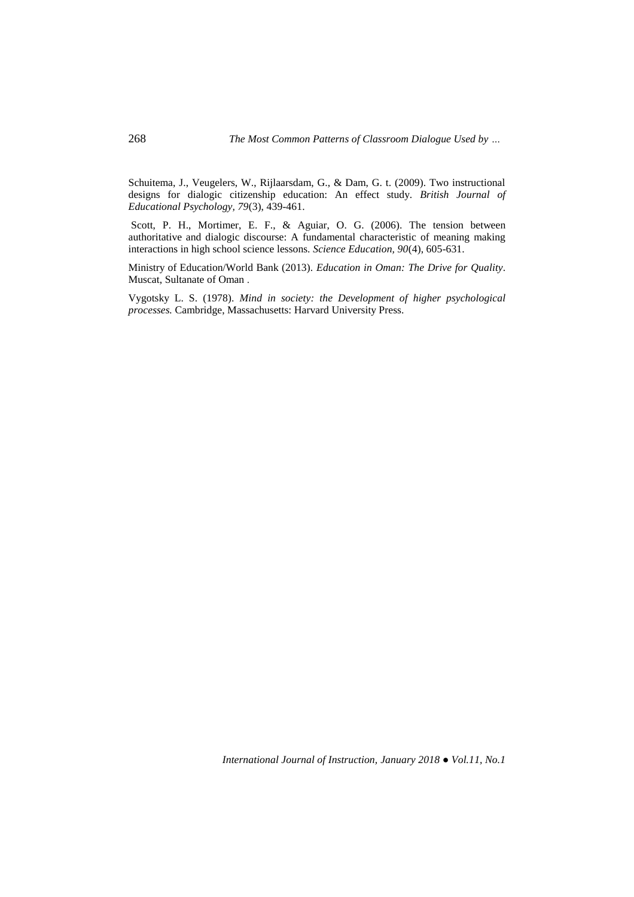Schuitema, J., Veugelers, W., Rijlaarsdam, G., & Dam, G. t. (2009). Two instructional designs for dialogic citizenship education: An effect study. *British Journal of Educational Psychology, 79*(3), 439-461.

Scott, P. H., Mortimer, E. F., & Aguiar, O. G. (2006). The tension between authoritative and dialogic discourse: A fundamental characteristic of meaning making interactions in high school science lessons. *Science Education, 90*(4), 605-631.

Ministry of Education/World Bank (2013). *Education in Oman: The Drive for Quality*. Muscat, Sultanate of Oman .

Vygotsky L. S. (1978). *Mind in society: the Development of higher psychological processes.* Cambridge, Massachusetts: Harvard University Press.